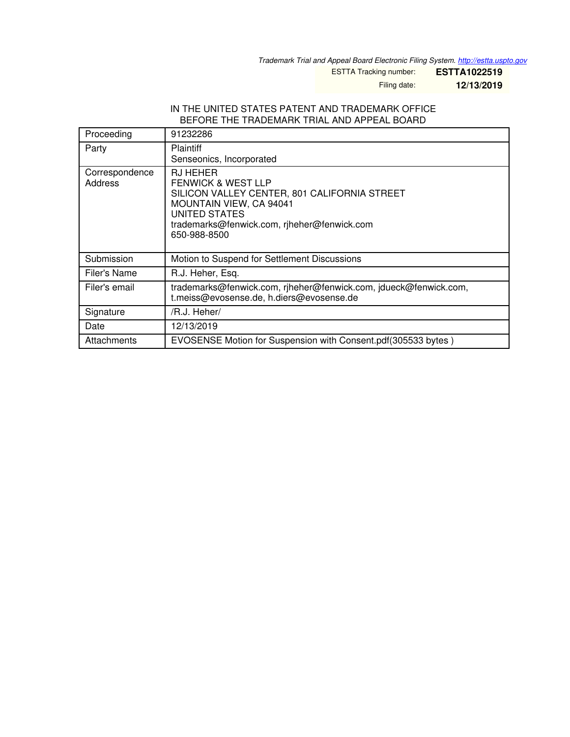Trademark Trial and Appeal Board Electronic Filing System. http://estta.uspto.gov

ESTTA Tracking number: **ESTTA1022519**

Filing date: **12/13/2019**

IN THE UNITED STATES PATENT AND TRADEMARK OFFICE
BEFORE THE TRADEMARK TRIAL AND APPEAL BOARD

| Proceeding | 91232286 |
|---|---|
| Party | Plaintiff<br>Senseonics, Incorporated |
| Correspondence Address | RJ HEHER<br>FENWICK & WEST LLP<br>SILICON VALLEY CENTER, 801 CALIFORNIA STREET<br>MOUNTAIN VIEW, CA 94041<br>UNITED STATES<br>trademarks@fenwick.com, rjheher@fenwick.com<br>650-988-8500 |
| Submission | Motion to Suspend for Settlement Discussions |
| Filer's Name | R.J. Heher, Esq. |
| Filer's email | trademarks@fenwick.com, rjheher@fenwick.com, jdueck@fenwick.com, t.meiss@evosense.de, h.diers@evosense.de |
| Signature | /R.J. Heher/ |
| Date | 12/13/2019 |
| Attachments | EVOSENSE Motion for Suspension with Consent.pdf(305533 bytes ) |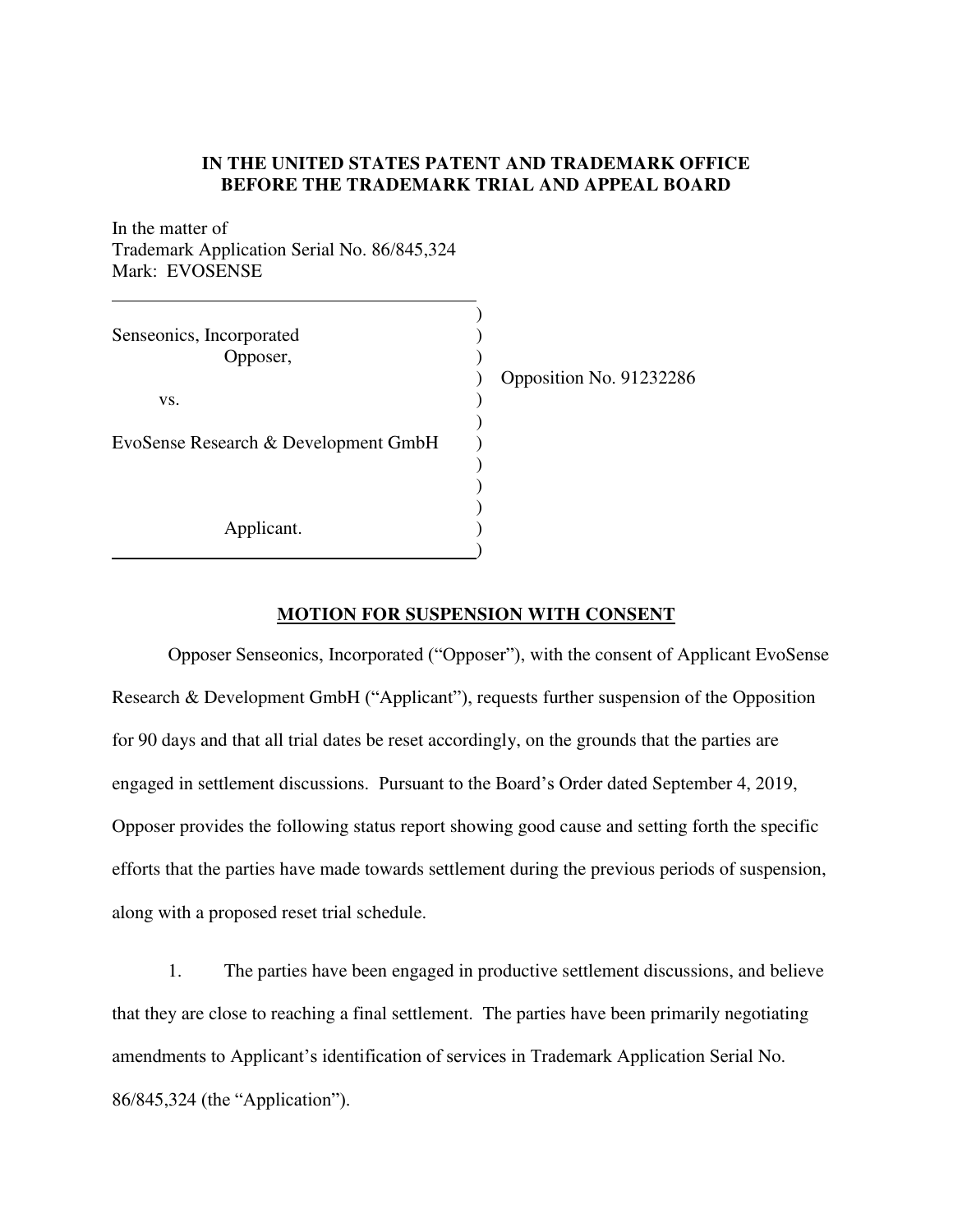**IN THE UNITED STATES PATENT AND TRADEMARK OFFICE**
**BEFORE THE TRADEMARK TRIAL AND APPEAL BOARD**

In the matter of
Trademark Application Serial No. 86/845,324
Mark: EVOSENSE

| | | |
|---|---|---|
| Senseonics, Incorporated<br>Opposer, | ) | |
| vs. | ) | Opposition No. 91232286 |
| EvoSense Research & Development GmbH<br><br>Applicant. | ) | |

## MOTION FOR SUSPENSION WITH CONSENT

Opposer Senseonics, Incorporated ("Opposer"), with the consent of Applicant EvoSense Research & Development GmbH ("Applicant"), requests further suspension of the Opposition for 90 days and that all trial dates be reset accordingly, on the grounds that the parties are engaged in settlement discussions. Pursuant to the Board's Order dated September 4, 2019, Opposer provides the following status report showing good cause and setting forth the specific efforts that the parties have made towards settlement during the previous periods of suspension, along with a proposed reset trial schedule.

1. The parties have been engaged in productive settlement discussions, and believe that they are close to reaching a final settlement. The parties have been primarily negotiating amendments to Applicant's identification of services in Trademark Application Serial No. 86/845,324 (the "Application").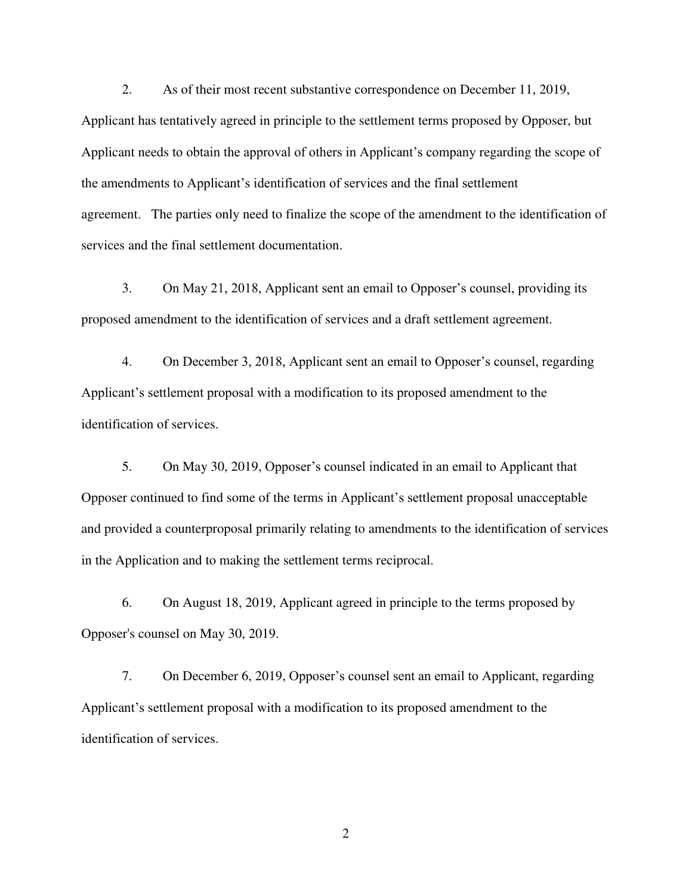2. As of their most recent substantive correspondence on December 11, 2019, Applicant has tentatively agreed in principle to the settlement terms proposed by Opposer, but Applicant needs to obtain the approval of others in Applicant's company regarding the scope of the amendments to Applicant's identification of services and the final settlement agreement. The parties only need to finalize the scope of the amendment to the identification of services and the final settlement documentation.

3. On May 21, 2018, Applicant sent an email to Opposer's counsel, providing its proposed amendment to the identification of services and a draft settlement agreement.

4. On December 3, 2018, Applicant sent an email to Opposer's counsel, regarding Applicant's settlement proposal with a modification to its proposed amendment to the identification of services.

5. On May 30, 2019, Opposer's counsel indicated in an email to Applicant that Opposer continued to find some of the terms in Applicant's settlement proposal unacceptable and provided a counterproposal primarily relating to amendments to the identification of services in the Application and to making the settlement terms reciprocal.

6. On August 18, 2019, Applicant agreed in principle to the terms proposed by Opposer's counsel on May 30, 2019.

7. On December 6, 2019, Opposer's counsel sent an email to Applicant, regarding Applicant's settlement proposal with a modification to its proposed amendment to the identification of services.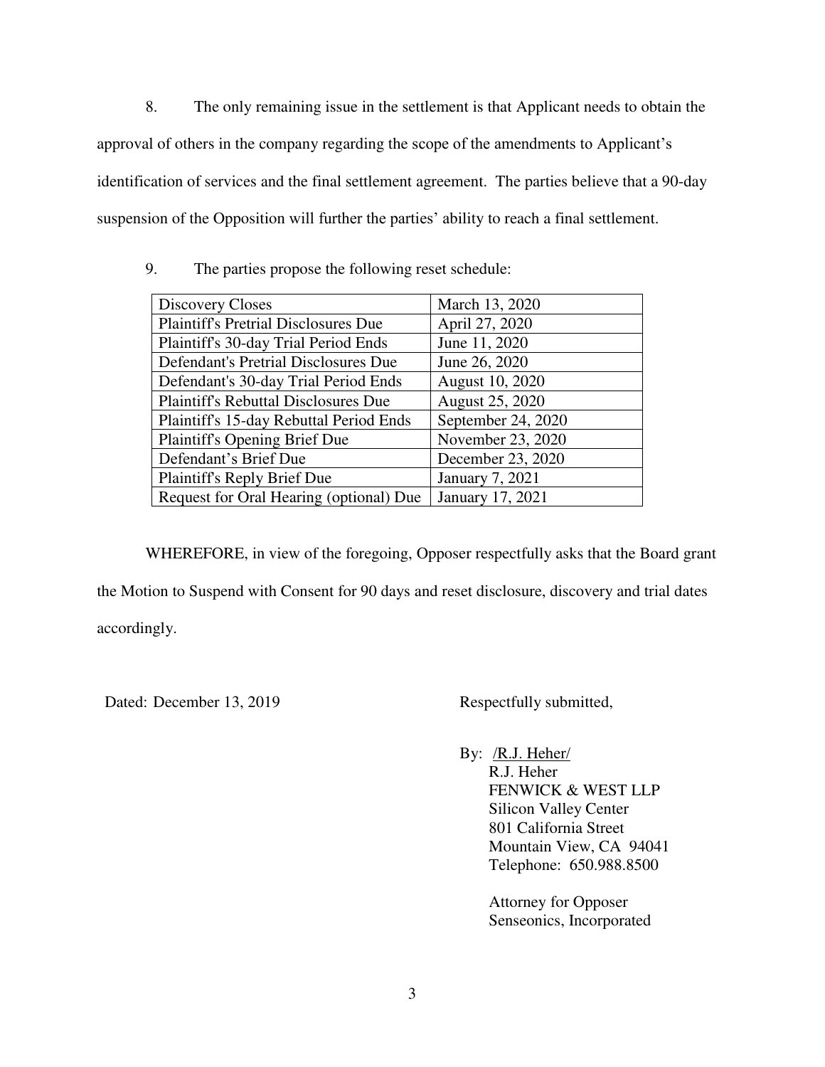8. The only remaining issue in the settlement is that Applicant needs to obtain the approval of others in the company regarding the scope of the amendments to Applicant's identification of services and the final settlement agreement. The parties believe that a 90-day suspension of the Opposition will further the parties' ability to reach a final settlement.

9. The parties propose the following reset schedule:

| Discovery Closes | March 13, 2020 |
|---|---|
| Plaintiff's Pretrial Disclosures Due | April 27, 2020 |
| Plaintiff's 30-day Trial Period Ends | June 11, 2020 |
| Defendant's Pretrial Disclosures Due | June 26, 2020 |
| Defendant's 30-day Trial Period Ends | August 10, 2020 |
| Plaintiff's Rebuttal Disclosures Due | August 25, 2020 |
| Plaintiff's 15-day Rebuttal Period Ends | September 24, 2020 |
| Plaintiff's Opening Brief Due | November 23, 2020 |
| Defendant's Brief Due | December 23, 2020 |
| Plaintiff's Reply Brief Due | January 7, 2021 |
| Request for Oral Hearing (optional) Due | January 17, 2021 |

WHEREFORE, in view of the foregoing, Opposer respectfully asks that the Board grant the Motion to Suspend with Consent for 90 days and reset disclosure, discovery and trial dates accordingly.

Dated: December 13, 2019

Respectfully submitted,

By: /R.J. Heher/
R.J. Heher
FENWICK & WEST LLP
Silicon Valley Center
801 California Street
Mountain View, CA 94041
Telephone: 650.988.8500

Attorney for Opposer
Senseonics, Incorporated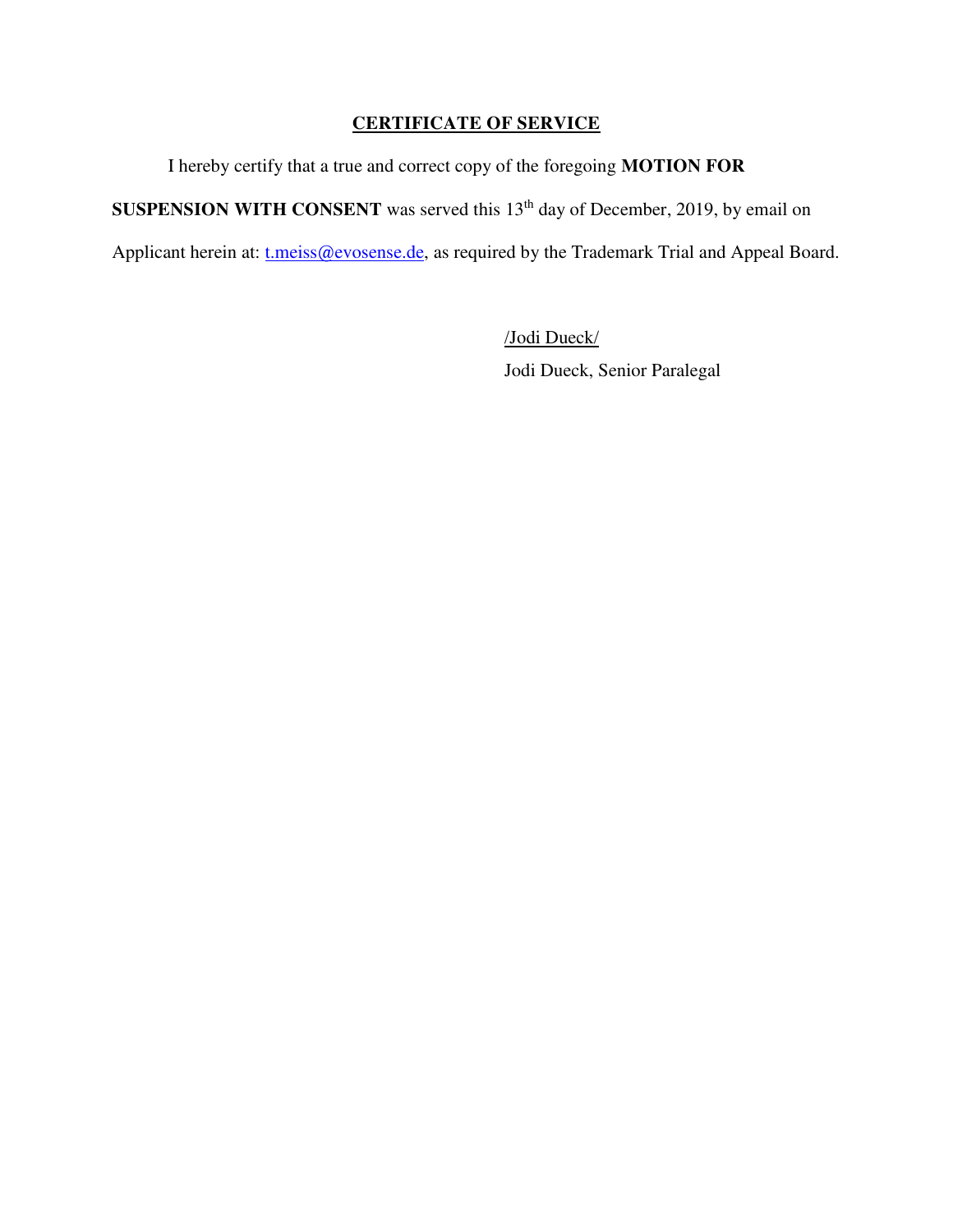## CERTIFICATE OF SERVICE

I hereby certify that a true and correct copy of the foregoing **MOTION FOR SUSPENSION WITH CONSENT** was served this 13th day of December, 2019, by email on Applicant herein at: t.meiss@evosense.de, as required by the Trademark Trial and Appeal Board.

/Jodi Dueck/

Jodi Dueck, Senior Paralegal